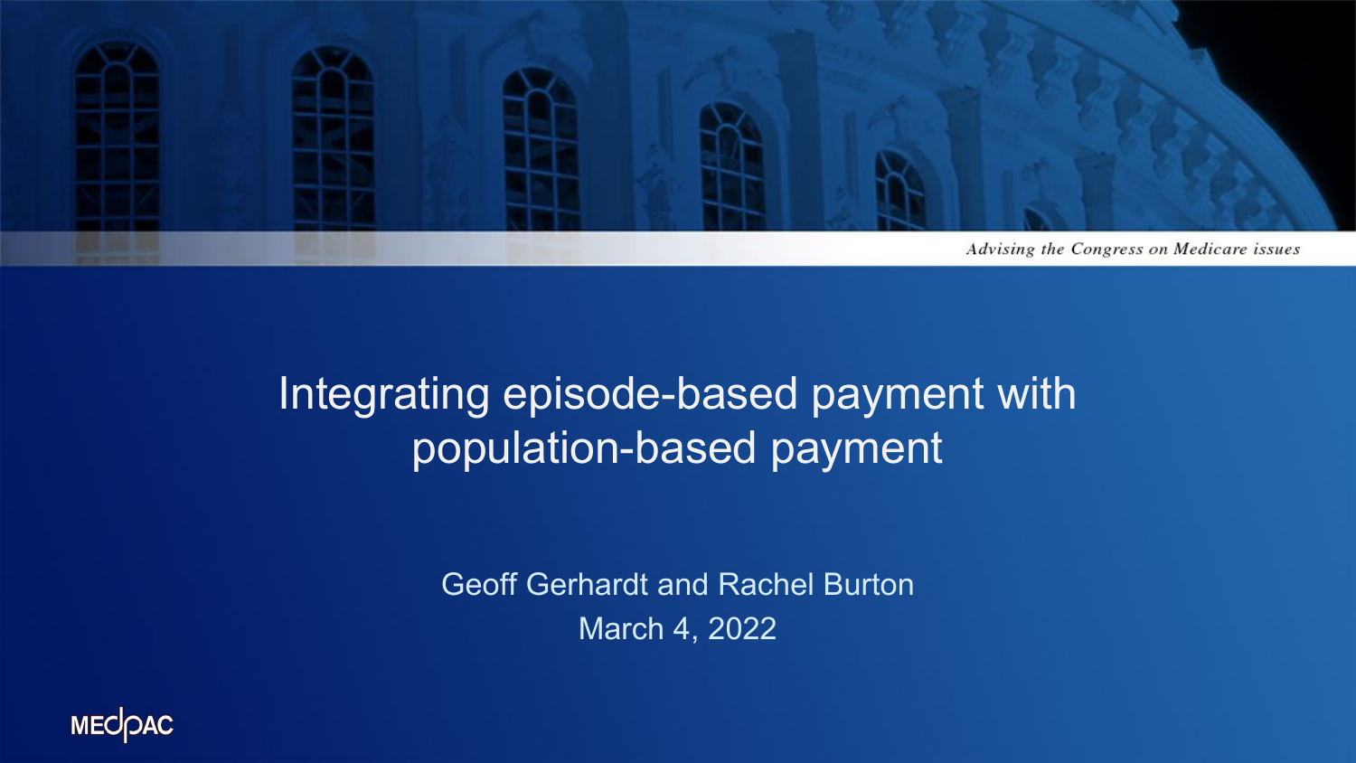*Advising the Congress on Medicare issues*

# Integrating episode-based payment with population-based payment

Geoff Gerhardt and Rachel Burton

March 4, 2022

MEDPAC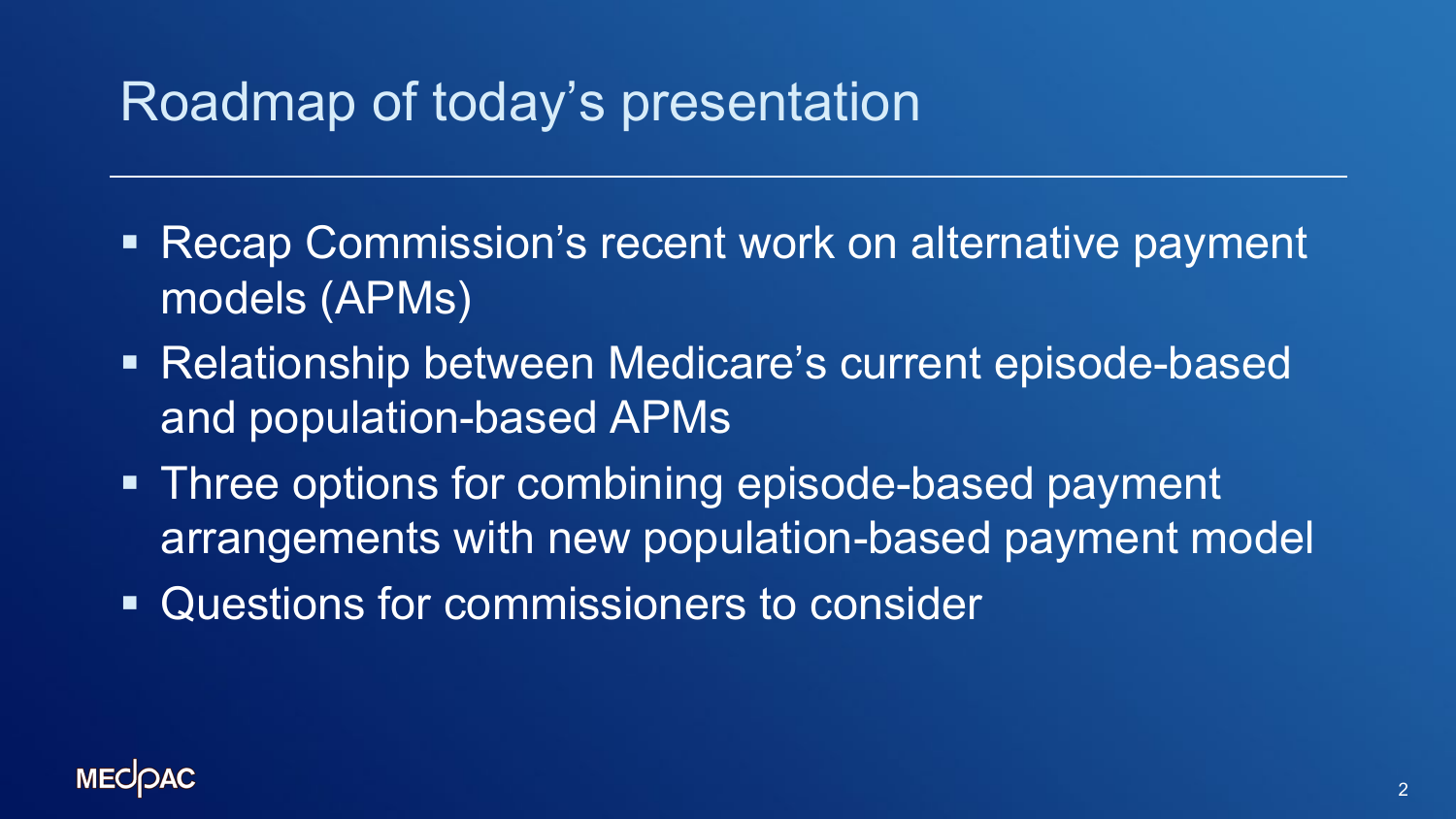# Roadmap of today's presentation

- Recap Commission's recent work on alternative payment models (APMs)
- Relationship between Medicare's current episode-based and population-based APMs
- Three options for combining episode-based payment arrangements with new population-based payment model
- Questions for commissioners to consider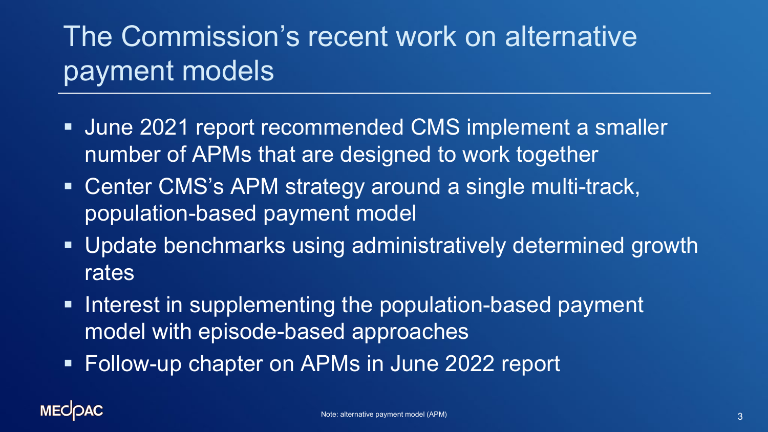# The Commission's recent work on alternative payment models

- June 2021 report recommended CMS implement a smaller number of APMs that are designed to work together
- Center CMS's APM strategy around a single multi-track, population-based payment model
- Update benchmarks using administratively determined growth rates
- Interest in supplementing the population-based payment model with episode-based approaches
- Follow-up chapter on APMs in June 2022 report

Note: alternative payment model (APM)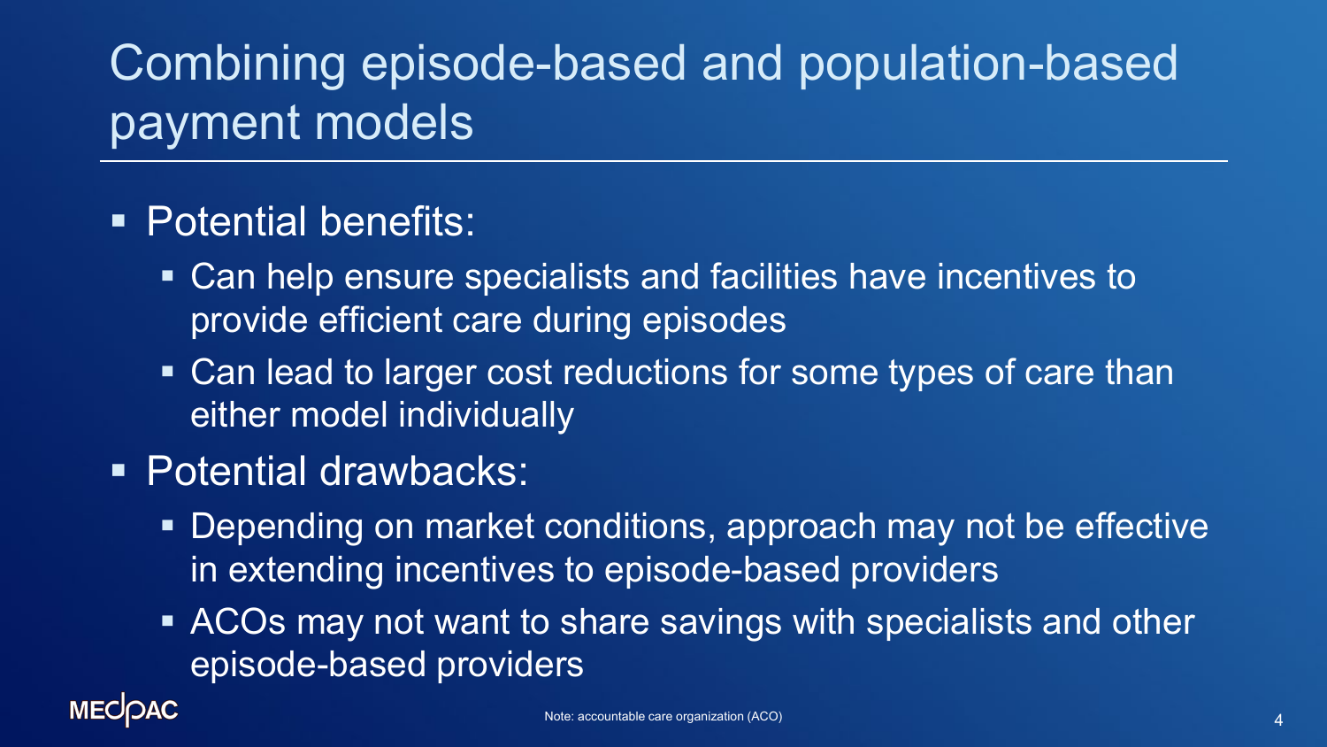# Combining episode-based and population-based payment models

- Potential benefits:
  - Can help ensure specialists and facilities have incentives to provide efficient care during episodes
  - Can lead to larger cost reductions for some types of care than either model individually
- Potential drawbacks:
  - Depending on market conditions, approach may not be effective in extending incentives to episode-based providers
  - ACOs may not want to share savings with specialists and other episode-based providers

Note: accountable care organization (ACO)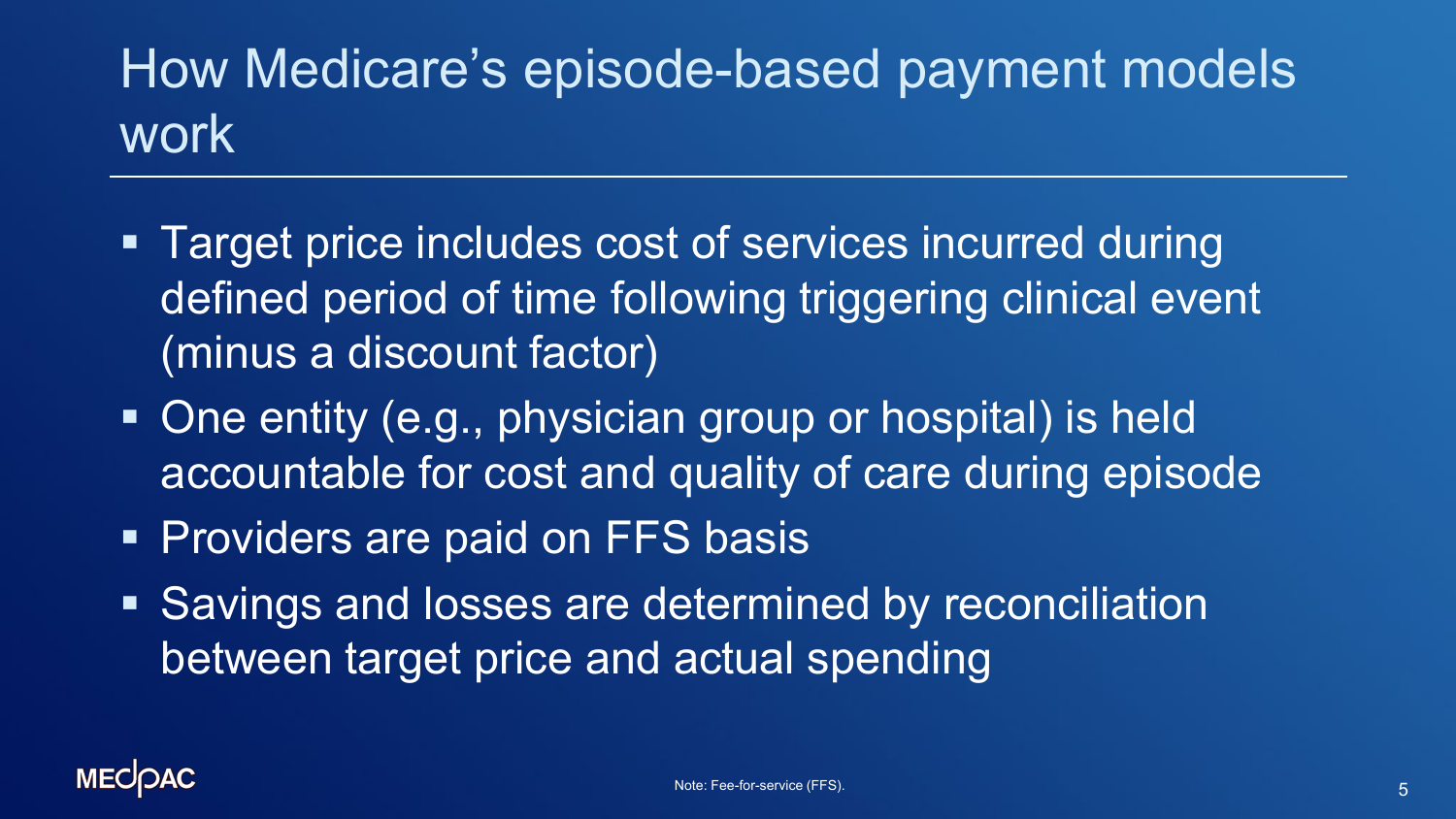# How Medicare's episode-based payment models work

- Target price includes cost of services incurred during defined period of time following triggering clinical event (minus a discount factor)
- One entity (e.g., physician group or hospital) is held accountable for cost and quality of care during episode
- Providers are paid on FFS basis
- Savings and losses are determined by reconciliation between target price and actual spending

Note: Fee-for-service (FFS).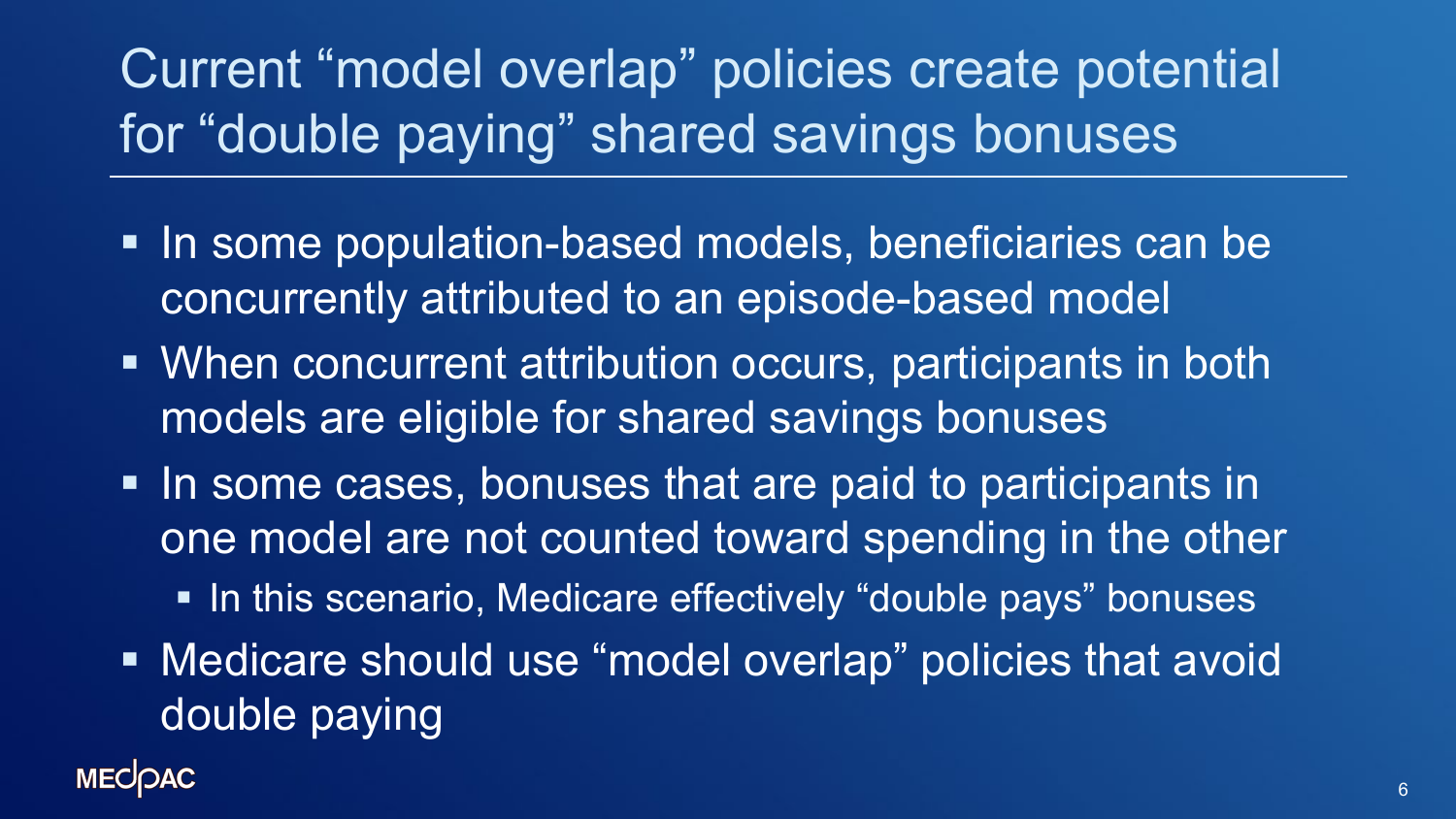# Current "model overlap" policies create potential for "double paying" shared savings bonuses

- In some population-based models, beneficiaries can be concurrently attributed to an episode-based model
- When concurrent attribution occurs, participants in both models are eligible for shared savings bonuses
- In some cases, bonuses that are paid to participants in one model are not counted toward spending in the other
  - In this scenario, Medicare effectively "double pays" bonuses
- Medicare should use "model overlap" policies that avoid double paying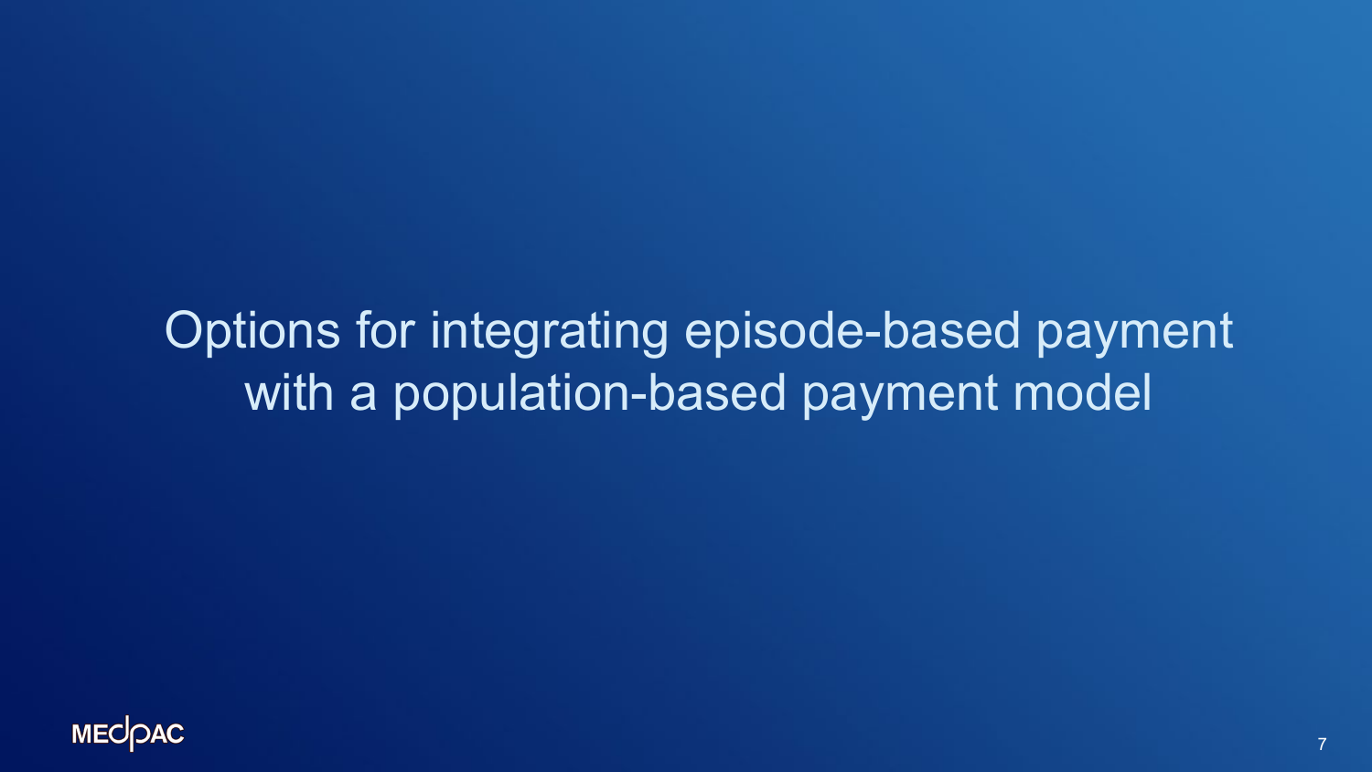# Options for integrating episode-based payment with a population-based payment model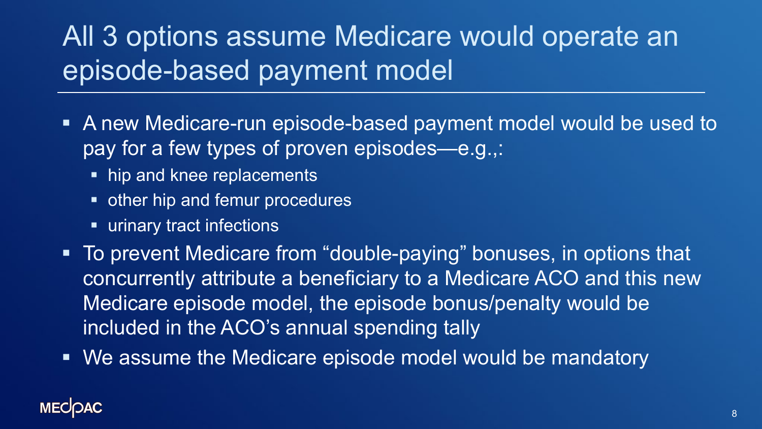# All 3 options assume Medicare would operate an episode-based payment model

- A new Medicare-run episode-based payment model would be used to pay for a few types of proven episodes—e.g.,:
  - hip and knee replacements
  - other hip and femur procedures
  - urinary tract infections
- To prevent Medicare from "double-paying" bonuses, in options that concurrently attribute a beneficiary to a Medicare ACO and this new Medicare episode model, the episode bonus/penalty would be included in the ACO's annual spending tally
- We assume the Medicare episode model would be mandatory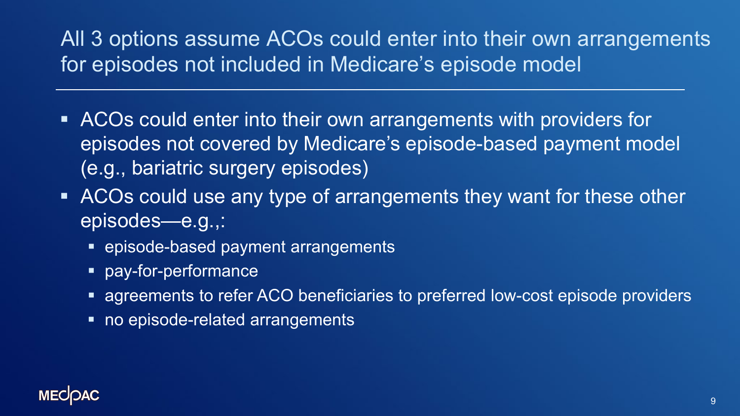# All 3 options assume ACOs could enter into their own arrangements for episodes not included in Medicare's episode model

- ACOs could enter into their own arrangements with providers for episodes not covered by Medicare's episode-based payment model (e.g., bariatric surgery episodes)
- ACOs could use any type of arrangements they want for these other episodes—e.g.,:
  - episode-based payment arrangements
  - pay-for-performance
  - agreements to refer ACO beneficiaries to preferred low-cost episode providers
  - no episode-related arrangements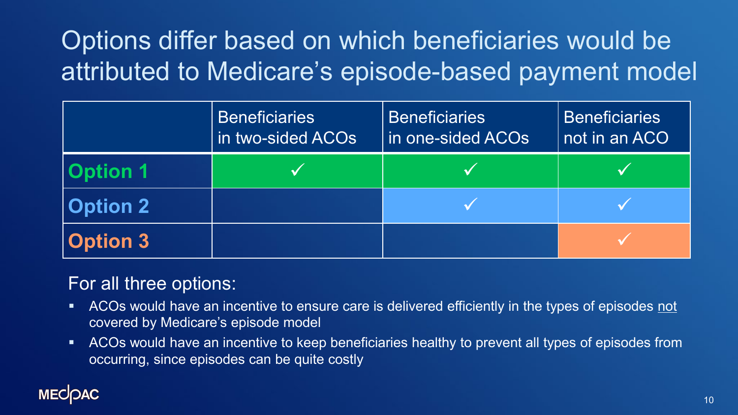# Options differ based on which beneficiaries would be attributed to Medicare's episode-based payment model

| | Beneficiaries in two-sided ACOs | Beneficiaries in one-sided ACOs | Beneficiaries not in an ACO |
|---|---|---|---|
| **Option 1** | ✓ | ✓ | ✓ |
| **Option 2** | | ✓ | ✓ |
| **Option 3** | | | ✓ |

For all three options:

- ACOs would have an incentive to ensure care is delivered efficiently in the types of episodes not covered by Medicare's episode model
- ACOs would have an incentive to keep beneficiaries healthy to prevent all types of episodes from occurring, since episodes can be quite costly

MEDPAC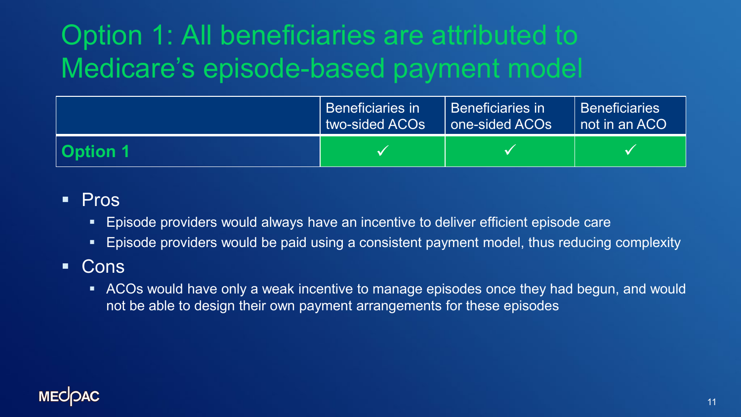# Option 1: All beneficiaries are attributed to Medicare's episode-based payment model

| | Beneficiaries in two-sided ACOs | Beneficiaries in one-sided ACOs | Beneficiaries not in an ACO |
|---|---|---|---|
| **Option 1** | ✓ | ✓ | ✓ |

- Pros
  - Episode providers would always have an incentive to deliver efficient episode care
  - Episode providers would be paid using a consistent payment model, thus reducing complexity
- Cons
  - ACOs would have only a weak incentive to manage episodes once they had begun, and would not be able to design their own payment arrangements for these episodes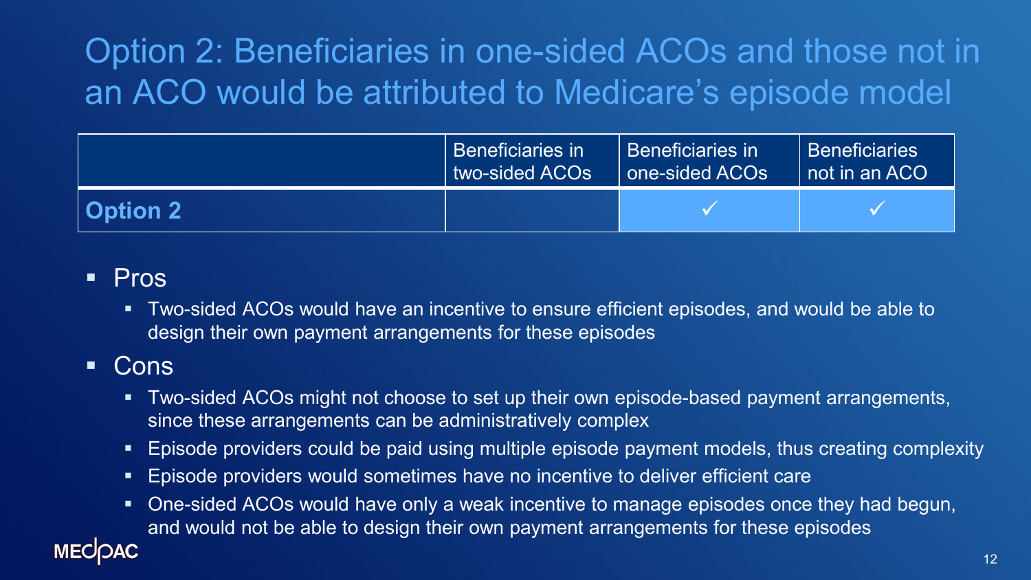# Option 2: Beneficiaries in one-sided ACOs and those not in an ACO would be attributed to Medicare's episode model

| | Beneficiaries in two-sided ACOs | Beneficiaries in one-sided ACOs | Beneficiaries not in an ACO |
|---|---|---|---|
| **Option 2** | | ✓ | ✓ |

- Pros
  - Two-sided ACOs would have an incentive to ensure efficient episodes, and would be able to design their own payment arrangements for these episodes
- Cons
  - Two-sided ACOs might not choose to set up their own episode-based payment arrangements, since these arrangements can be administratively complex
  - Episode providers could be paid using multiple episode payment models, thus creating complexity
  - Episode providers would sometimes have no incentive to deliver efficient care
  - One-sided ACOs would have only a weak incentive to manage episodes once they had begun, and would not be able to design their own payment arrangements for these episodes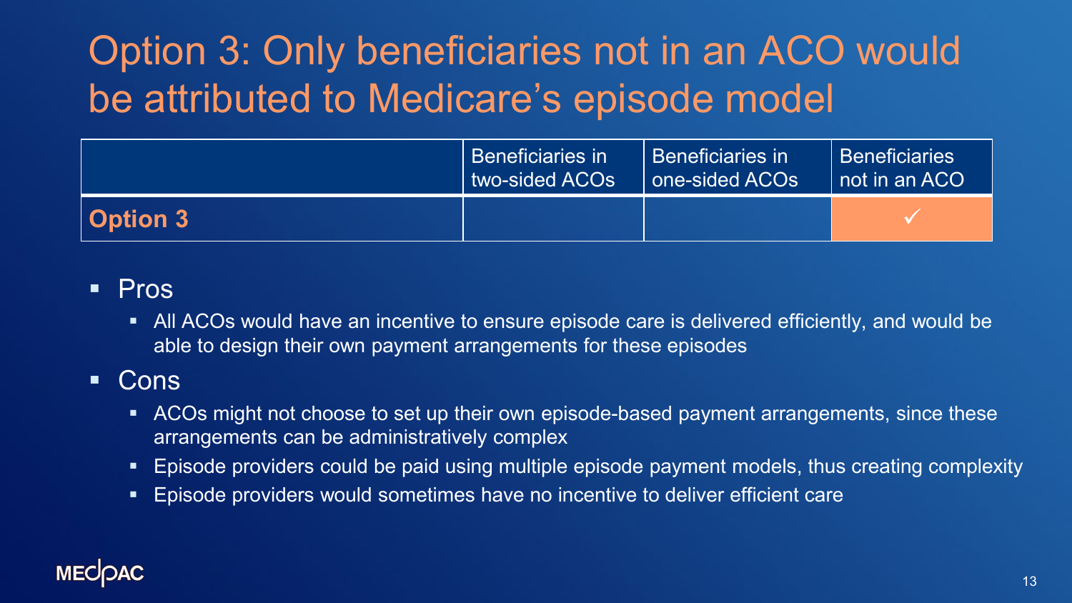# Option 3: Only beneficiaries not in an ACO would be attributed to Medicare's episode model

| | Beneficiaries in two-sided ACOs | Beneficiaries in one-sided ACOs | Beneficiaries not in an ACO |
|---|---|---|---|
| **Option 3** | | | ✓ |

- Pros
  - All ACOs would have an incentive to ensure episode care is delivered efficiently, and would be able to design their own payment arrangements for these episodes
- Cons
  - ACOs might not choose to set up their own episode-based payment arrangements, since these arrangements can be administratively complex
  - Episode providers could be paid using multiple episode payment models, thus creating complexity
  - Episode providers would sometimes have no incentive to deliver efficient care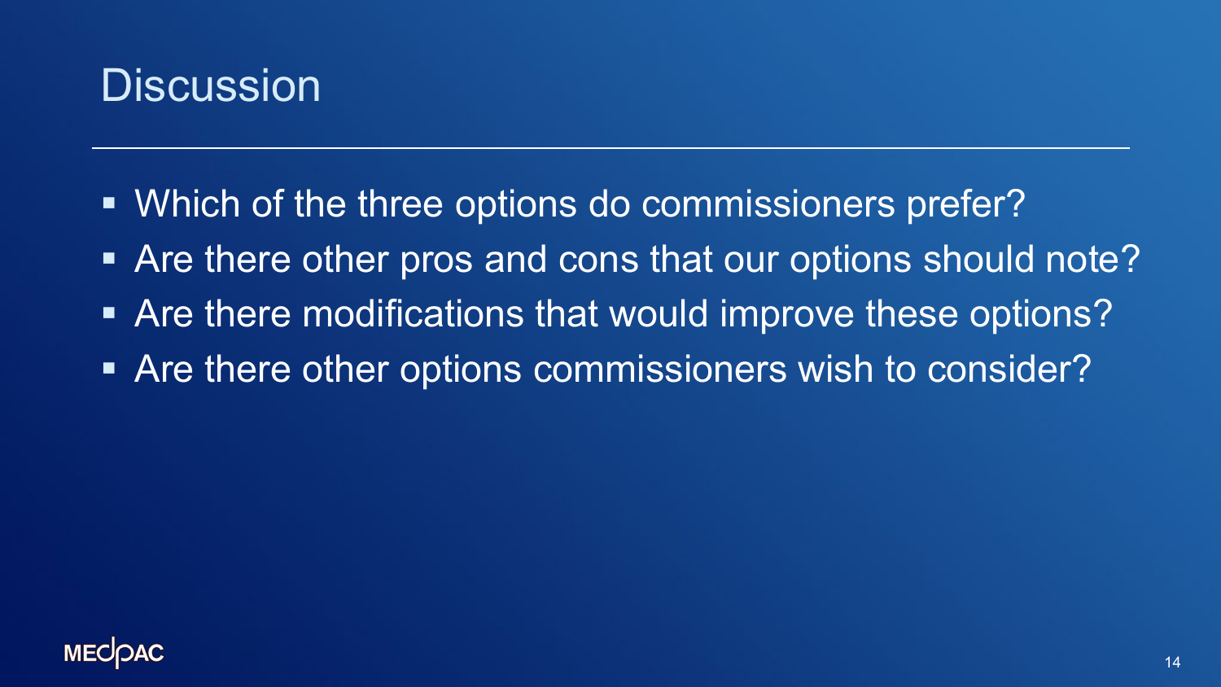# Discussion

- Which of the three options do commissioners prefer?
- Are there other pros and cons that our options should note?
- Are there modifications that would improve these options?
- Are there other options commissioners wish to consider?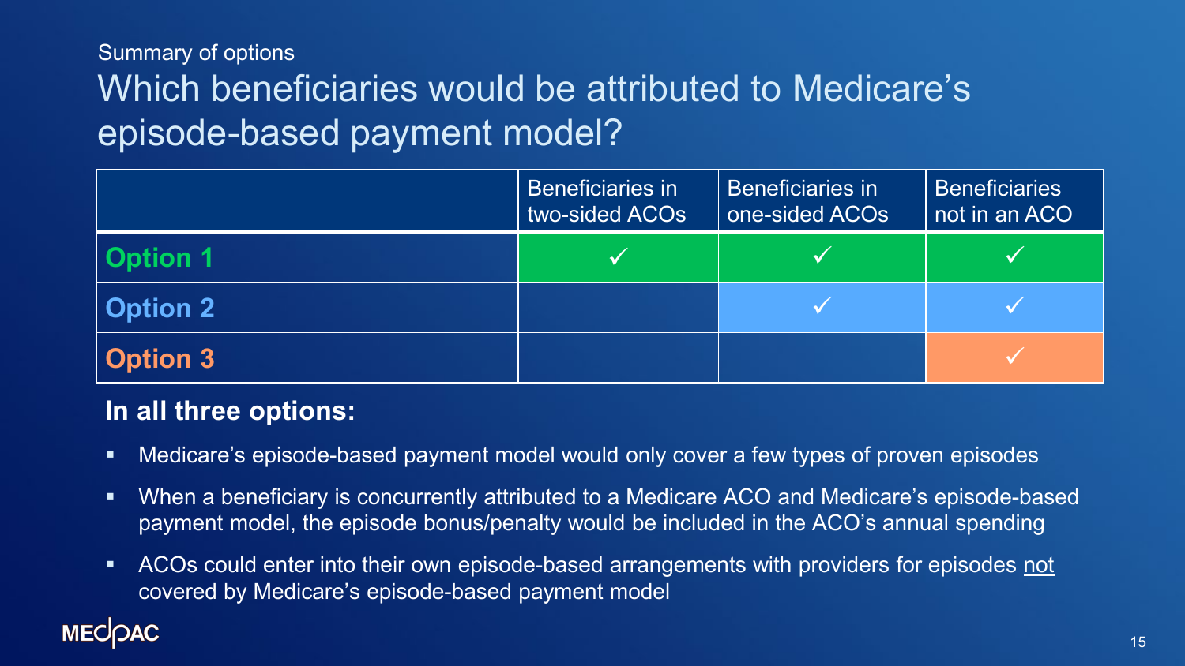Summary of options

# Which beneficiaries would be attributed to Medicare's episode-based payment model?

| | Beneficiaries in two-sided ACOs | Beneficiaries in one-sided ACOs | Beneficiaries not in an ACO |
|---|---|---|---|
| **Option 1** | ✓ | ✓ | ✓ |
| **Option 2** | | ✓ | ✓ |
| **Option 3** | | | ✓ |

**In all three options:**

- Medicare's episode-based payment model would only cover a few types of proven episodes
- When a beneficiary is concurrently attributed to a Medicare ACO and Medicare's episode-based payment model, the episode bonus/penalty would be included in the ACO's annual spending
- ACOs could enter into their own episode-based arrangements with providers for episodes not covered by Medicare's episode-based payment model